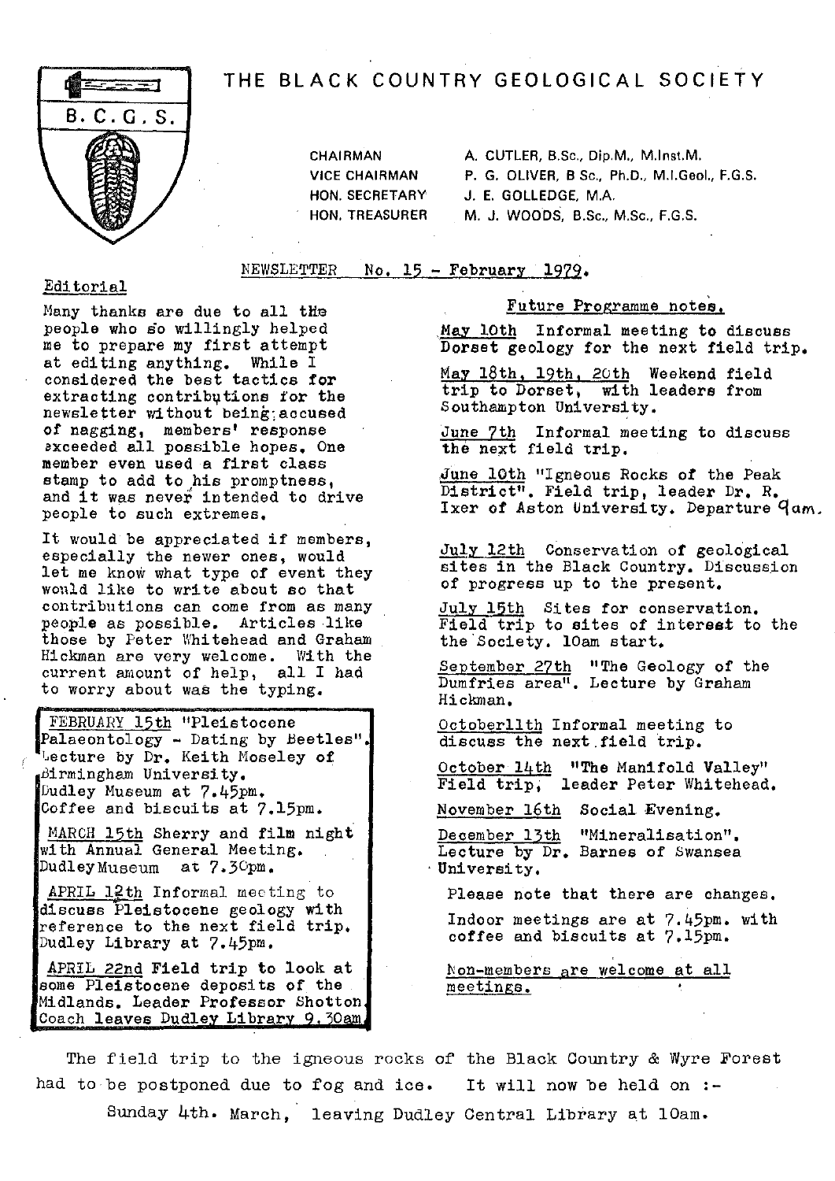# THE BLACK COUNTRY GEOLOGICAL SOCIETY

| | |
|---|---|
| CHAIRMAN | A. CUTLER, B.Sc., Dip.M., M.Inst.M. |
| VICE CHAIRMAN | P. G. OLIVER, B Sc., Ph.D., M.I.Geol., F.G.S. |
| HON. SECRETARY | J. E. GOLLEDGE, M.A. |
| HON. TREASURER | M. J. WOODS, B.Sc., M.Sc., F.G.S. |

NEWSLETTER No. 15 - February 1979.

## Editorial

Many thanks are due to all the people who so willingly helped me to prepare my first attempt at editing anything. While I considered the best tactics for extracting contributions for the newsletter without being accused of nagging, members' response exceeded all possible hopes. One member even used a first class stamp to add to his promptness, and it was never intended to drive people to such extremes.

It would be appreciated if members, especially the newer ones, would let me know what type of event they would like to write about so that contributions can come from as many people as possible. Articles like those by Peter Whitehead and Graham Hickman are very welcome. With the current amount of help, all I had to worry about was the typing.

FEBRUARY 15th "Pleistocene Palaeontology - Dating by Beetles". Lecture by Dr. Keith Moseley of Birmingham University. Dudley Museum at 7.45pm. Coffee and biscuits at 7.15pm.

MARCH 15th Sherry and film night with Annual General Meeting. Dudley Museum at 7.30pm.

APRIL 12th Informal meeting to discuss Pleistocene geology with reference to the next field trip. Dudley Library at 7.45pm.

APRIL 22nd Field trip to look at some Pleistocene deposits of the Midlands. Leader Professor Shotton. Coach leaves Dudley Library 9.30am.

## Future Programme notes.

May 10th Informal meeting to discuss Dorset geology for the next field trip.

May 18th, 19th, 20th Weekend field trip to Dorset, with leaders from Southampton University.

June 7th Informal meeting to discuss the next field trip.

June 10th "Igneous Rocks of the Peak District". Field trip, leader Dr. R. Ixer of Aston University. Departure 9am.

July 12th Conservation of geological sites in the Black Country. Discussion of progress up to the present.

July 15th Sites for conservation. Field trip to sites of interest to the Society. 10am start.

September 27th "The Geology of the Dumfries area". Lecture by Graham Hickman.

October 11th Informal meeting to discuss the next field trip.

October 14th "The Manifold Valley" Field trip, leader Peter Whitehead.

November 16th Social Evening.

December 13th "Mineralisation". Lecture by Dr. Barnes of Swansea University.

Please note that there are changes.

Indoor meetings are at 7.45pm. with coffee and biscuits at 7.15pm.

Non-members are welcome at all meetings.

The field trip to the igneous rocks of the Black Country & Wyre Forest had to be postponed due to fog and ice. It will now be held on :-

Sunday 4th. March, leaving Dudley Central Library at 10am.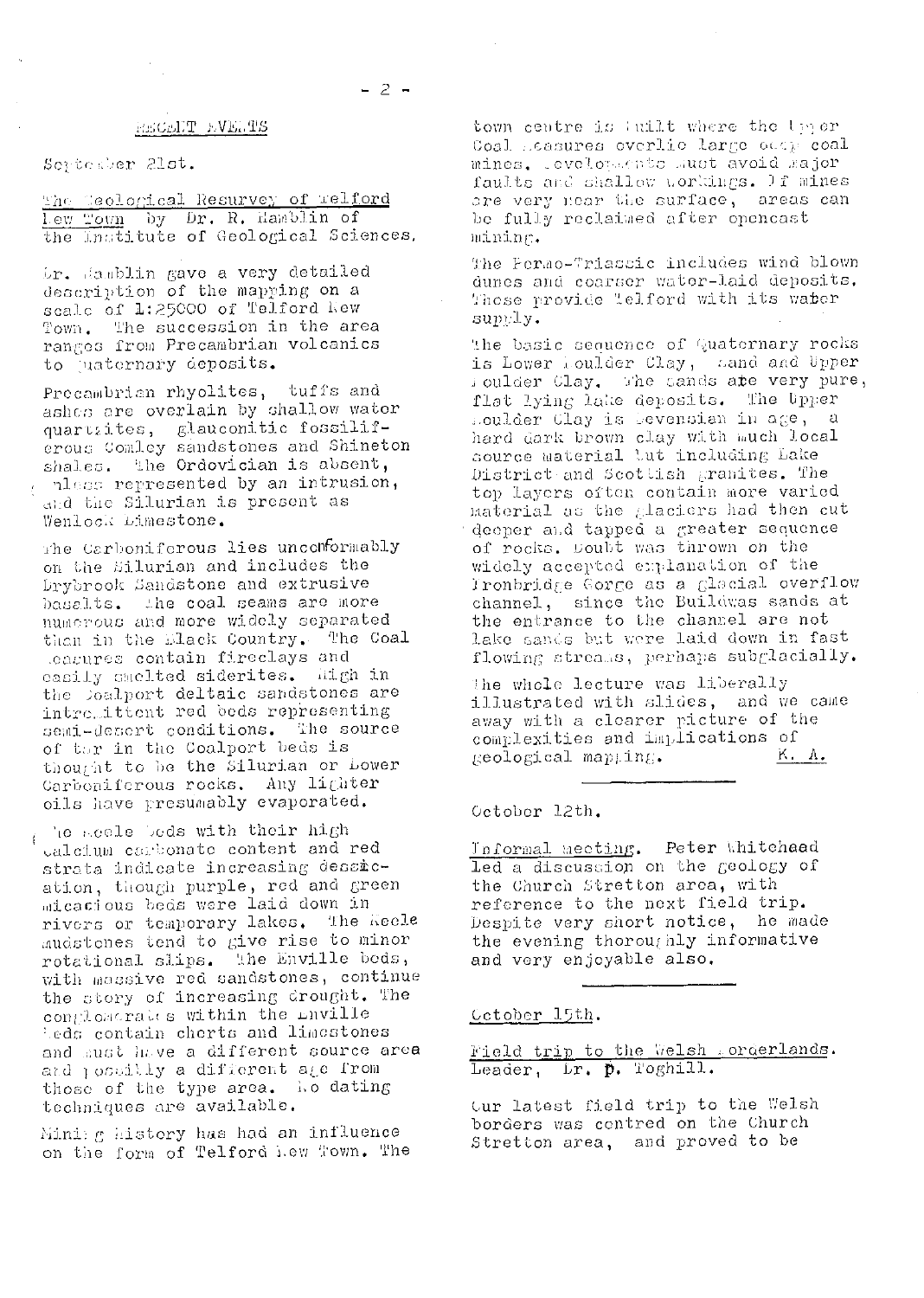## RECENT EVENTS

September 21st.

The Geological Resurvey of Telford New Town by Dr. R. Hamblin of the Institute of Geological Sciences.

Dr. Hamblin gave a very detailed description of the mapping on a scale of 1:25000 of Telford New Town. The succession in the area ranges from Precambrian volcanics to Quaternary deposits.

Precambrian rhyolites, tuffs and ashes are overlain by shallow water quartzites, glauconitic fossiliferous Comley sandstones and Shineton shales. The Ordovician is absent, unless represented by an intrusion, and the Silurian is present as Wenlock Limestone.

The Carboniferous lies unconformably on the Silurian and includes the Lydbrook Sandstone and extrusive basalts. The coal seams are more numerous and more widely separated than in the Black Country. The Coal Measures contain fireclays and easily smelted siderites. High in the Coalport deltaic sandstones are intermittent red beds representing semi-desert conditions. The source of tar in the Coalport beds is thought to be the Silurian or Lower Carboniferous rocks. Any lighter oils have presumably evaporated.

The Keele beds with their high calcium carbonate content and red strata indicate increasing desiccation, though purple, red and green micaceous beds were laid down in rivers or temporary lakes. The Keele mudstones tend to give rise to minor rotational slips. The Enville beds, with massive red sandstones, continue the story of increasing drought. The conglomerates within the Enville beds contain cherts and limestones and must have a different source area and possibly a different age from those of the type area. No dating techniques are available.

Mining history has had an influence on the form of Telford New Town. The town centre is built where the Upper Coal Measures overlie large deep coal mines. Developments must avoid major faults and shallow workings. If mines are very near the surface, areas can be fully reclaimed after opencast mining.

The Permo-Triassic includes wind blown dunes and coarser water-laid deposits. These provide Telford with its water supply.

The basic sequence of Quaternary rocks is Lower Boulder Clay, Sand and Upper Boulder Clay. The sands are very pure, flat lying lake deposits. The Upper Boulder Clay is Devensian in age, a hard dark brown clay with much local source material but including Lake District and Scottish granites. The top layers often contain more varied material as the glaciers had then cut deeper and tapped a greater sequence of rocks. Doubt was thrown on the widely accepted explanation of the Ironbridge Gorge as a glacial overflow channel, since the Buildwas sands at the entrance to the channel are not lake sands but were laid down in fast flowing streams, perhaps subglacially.

The whole lecture was liberally illustrated with slides, and we came away with a clearer picture of the complexities and implications of geological mapping. K. A.

---

October 12th.

Informal meeting. Peter Whitehead led a discussion on the geology of the Church Stretton area, with reference to the next field trip. Despite very short notice, he made the evening thoroughly informative and very enjoyable also.

---

October 15th.

Field trip to the Welsh Borderlands. Leader, Dr. P. Toghill.

Our latest field trip to the Welsh borders was centred on the Church Stretton area, and proved to be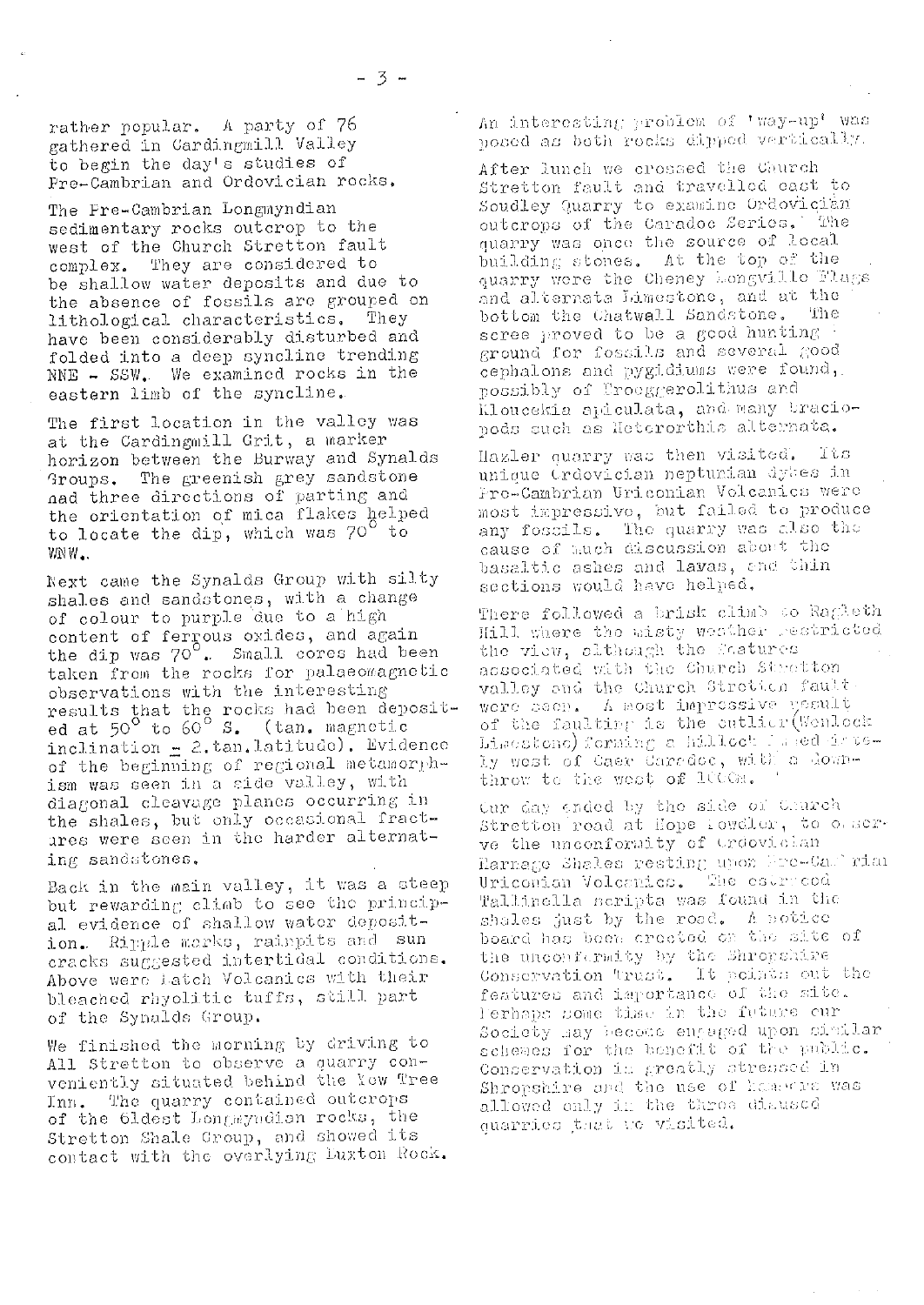rather popular. A party of 76 gathered in Cardingmill Valley to begin the day's studies of Pre-Cambrian and Ordovician rocks.

The Pre-Cambrian Longmyndian sedimentary rocks outcrop to the west of the Church Stretton fault complex. They are considered to be shallow water deposits and due to the absence of fossils are grouped on lithological characteristics. They have been considerably disturbed and folded into a deep syncline trending NNE - SSW. We examined rocks in the eastern limb of the syncline.

The first location in the valley was at the Cardingmill Grit, a marker horizon between the Burway and Synalds Groups. The greenish grey sandstone had three directions of parting and the orientation of mica flakes helped to locate the dip, which was 70° to WNW.

Next came the Synalds Group with silty shales and sandstones, with a change of colour to purple due to a high content of ferrous oxides, and again the dip was 70°. Small cores had been taken from the rocks for palaeomagnetic observations with the interesting results that the rocks had been deposited at 50° to 60° S. (tan. magnetic inclination = 2.tan.latitude). Evidence of the beginning of regional metamorphism was seen in a side valley, with diagonal cleavage planes occurring in the shales, but only occasional fractures were seen in the harder alternating sandstones.

Back in the main valley, it was a steep but rewarding climb to see the principal evidence of shallow water deposition. Ripple marks, rainpits and sun cracks suggested intertidal conditions. Above were Batch Volcanics with their bleached rhyolitic tuffs, still part of the Synalds Group.

We finished the morning by driving to All Stretton to observe a quarry conveniently situated behind the Yew Tree Inn. The quarry contained outcrops of the oldest Longmyndian rocks, the Stretton Shale Group, and showed its contact with the overlying Buxton Rock. An interesting problem of 'way-up' was posed as both rocks dipped vertically.

After lunch we crossed the Church Stretton fault and travelled east to Soudley Quarry to examine Ordovician outcrops of the Caradoc Series. The quarry was once the source of local building stones. At the top of the quarry were the Cheney Longville Flags and alternate Limestone, and at the bottom the Chatwall Sandstone. The scree proved to be a good hunting ground for fossils and several good cephalons and pygidiums were found, possibly of Broeggerolithus and Kloucekia apiculata, and many brachiopods such as Heterorthis alternata.

Hazler quarry was then visited. Its unique Ordovician neptunian dykes in Pre-Cambrian Uriconian Volcanics were most impressive, but failed to produce any fossils. The quarry was also the cause of much discussion about the basaltic ashes and lavas, and thin sections would have helped.

There followed a brisk climb to Ragleth Hill where the misty weather restricted the view, although the features associated with the Church Stretton valley and the Church Stretton fault were seen. A most impressive result of the faulting is the outlier (Wenlock Limestone) forming a hillock based immediately west of Caer Caradoc, with a downthrow to the west of 100m.

Our day ended by the side of Church Stretton road at Hope Bowdler, to observe the unconformity of Ordovician Harnage Shales resting upon Pre-Cambrian Uriconian Volcanics. The ostracod Tallinella scripta was found in the shales just by the road. A notice board has been erected on the site of the unconformity by the Shropshire Conservation Trust. It points out the features and importance of the site. Perhaps some time in the future our Society may become engaged upon similar schemes for the benefit of the public. Conservation is greatly stressed in Shropshire and the use of hammers was allowed only in the three disused quarries that we visited.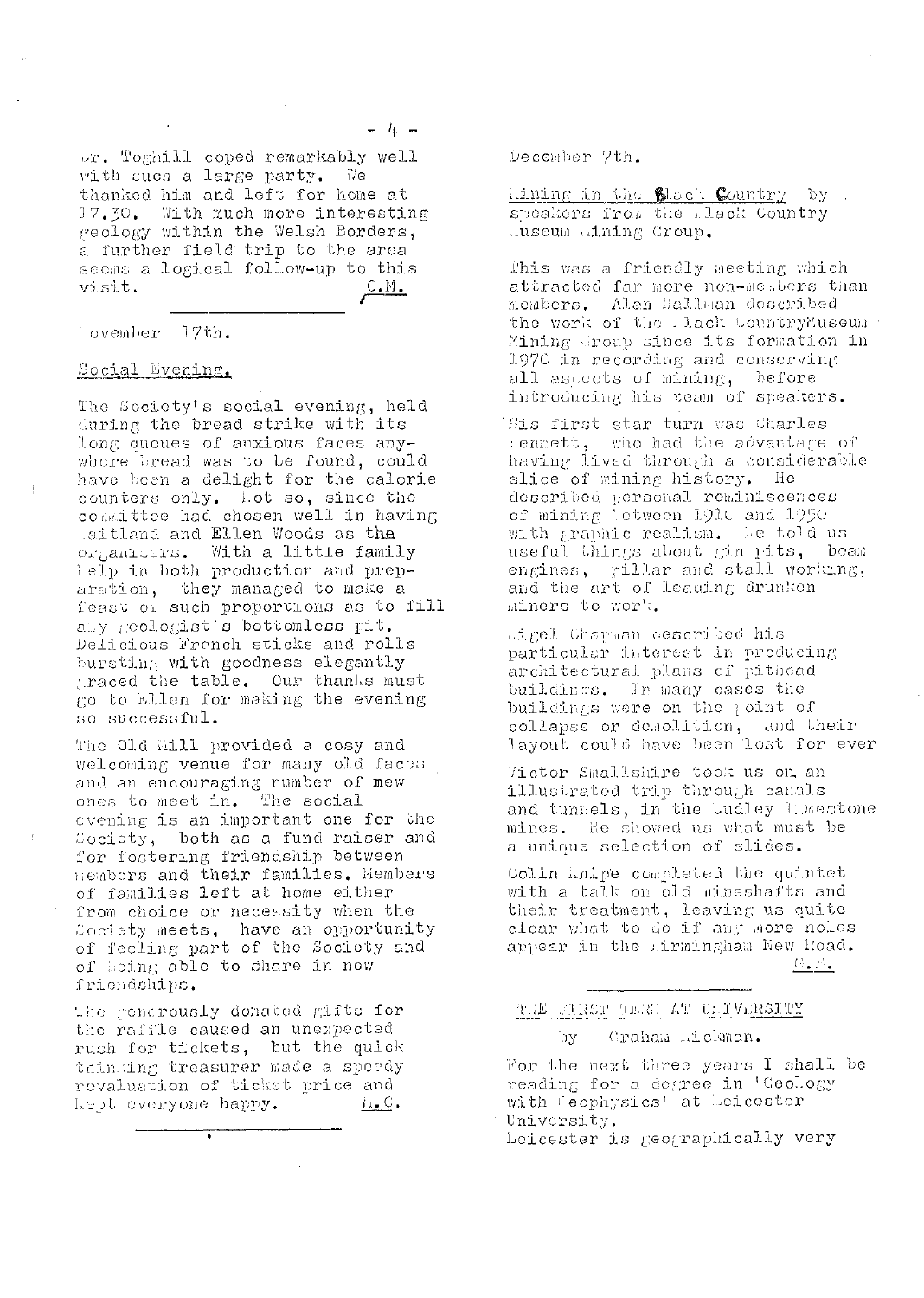Dr. Toghill coped remarkably well with such a large party. We thanked him and left for home at 17.30. With much more interesting geology within the Welsh Borders, a further field trip to the area seems a logical follow-up to this visit.

C.M.

---

November 17th.

Social Evening.

The Society's social evening, held during the bread strike with its long queues of anxious faces anywhere bread was to be found, could have been a delight for the calorie counters only. Not so, since the committee had chosen well in having Maitland and Ellen Woods as the organisers. With a little family help in both production and preparation, they managed to make a feast of such proportions as to fill any geologist's bottomless pit. Delicious French sticks and rolls bursting with goodness elegantly graced the table. Our thanks must go to Ellen for making the evening so successful.

The Old Mill provided a cosy and welcoming venue for many old faces and an encouraging number of new ones to meet in. The social evening is an important one for the Society, both as a fund raiser and for fostering friendship between members and their families. Members of families left at home either from choice or necessity when the Society meets, have an opportunity of feeling part of the Society and of being able to share in new friendships.

The generously donated gifts for the raffle caused an unexpected rush for tickets, but the quick thinking treasurer made a speedy revaluation of ticket price and kept everyone happy.

A.C.

---

December 7th.

Mining in the Black Country by speakers from the Black Country Museum Mining Group.

This was a friendly meeting which attracted far more non-members than members. Alan Hallman described the work of the Black CountryMuseum Mining Group since its formation in 1970 in recording and conserving all aspects of mining, before introducing his team of speakers.

His first star turn was Charles Bennett, who had the advantage of having lived through a considerable slice of mining history. He described personal reminiscences of mining between 1916 and 1950 with graphic realism. He told us useful things about gin pits, beam engines, pillar and stall working, and the art of leading drunken miners to work.

Nigel Chapman described his particular interest in producing architectural plans of pithead buildings. In many cases the buildings were on the point of collapse or demolition, and their layout could have been lost for ever

Victor Smallshire took us on an illustrated trip through canals and tunnels, in the Dudley limestone mines. He showed us what must be a unique selection of slides.

Colin Knipe completed the quintet with a talk on old mineshafts and their treatment, leaving us quite clear what to do if any more holes appear in the Birmingham New Road.

G.H.

---

THE FIRST TERM AT UNIVERSITY

by Graham Hickman.

For the next three years I shall be reading for a degree in 'Geology with Geophysics' at Leicester University.
Leicester is geographically very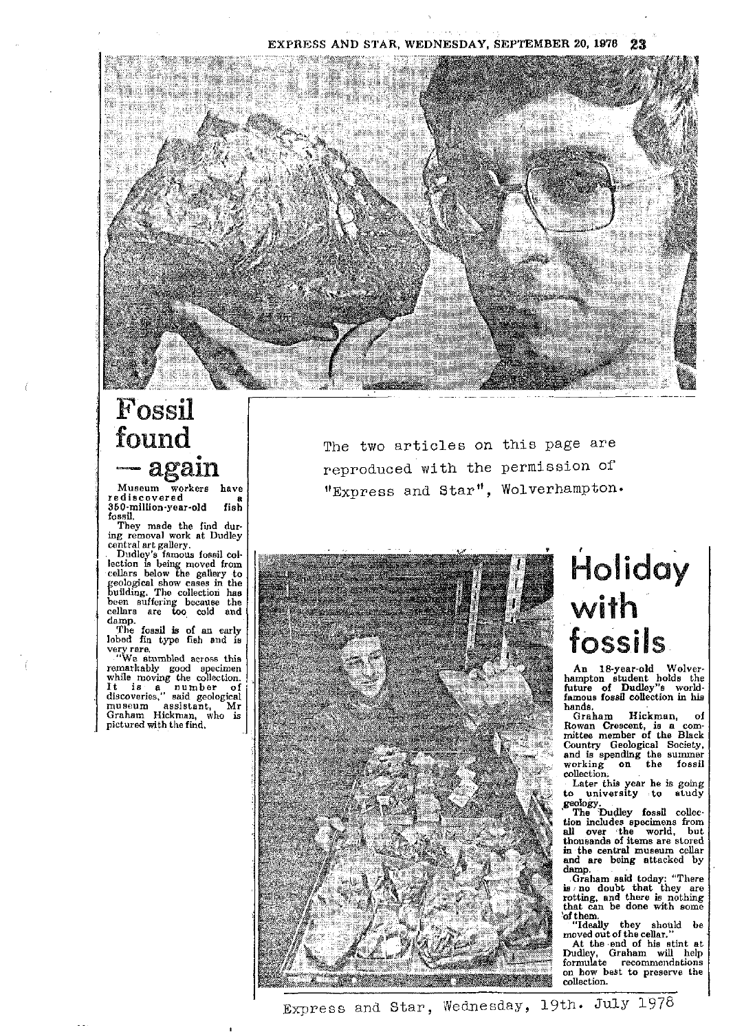EXPRESS AND STAR, WEDNESDAY, SEPTEMBER 20, 1978

# Fossil found — again

Museum workers have rediscovered a 350-million-year-old fish fossil.

They made the find during removal work at Dudley central art gallery.

Dudley's famous fossil collection is being moved from cellars below the gallery to geological show cases in the building. The collection has been suffering because the cellars are too cold and damp.

The fossil is of an early lobed fin type fish and is very rare.

"We stumbled across this remarkably good specimen while moving the collection. It is a number of discoveries," said geological museum assistant, Mr Graham Hickman, who is pictured with the find.

The two articles on this page are reproduced with the permission of "Express and Star", Wolverhampton.

# Holiday with fossils

An 18-year-old Wolverhampton student holds the future of Dudley"s world-famous fossil collection in his hands.

Graham Hickman, of Rowan Crescent, is a committee member of the Black Country Geological Society, and is spending the summer working on the fossil collection.

Later this year he is going to university to study geology.

The Dudley fossil collection includes specimens from all over the world, but thousands of items are stored in the central museum cellar and are being attacked by damp.

Graham said today: "There is no doubt that they are rotting, and there is nothing that can be done with some of them.

"Ideally they should be moved out of the cellar."

At the end of his stint at Dudley, Graham will help formulate recommendations on how best to preserve the collection.

Express and Star, Wednesday, 19th. July 1978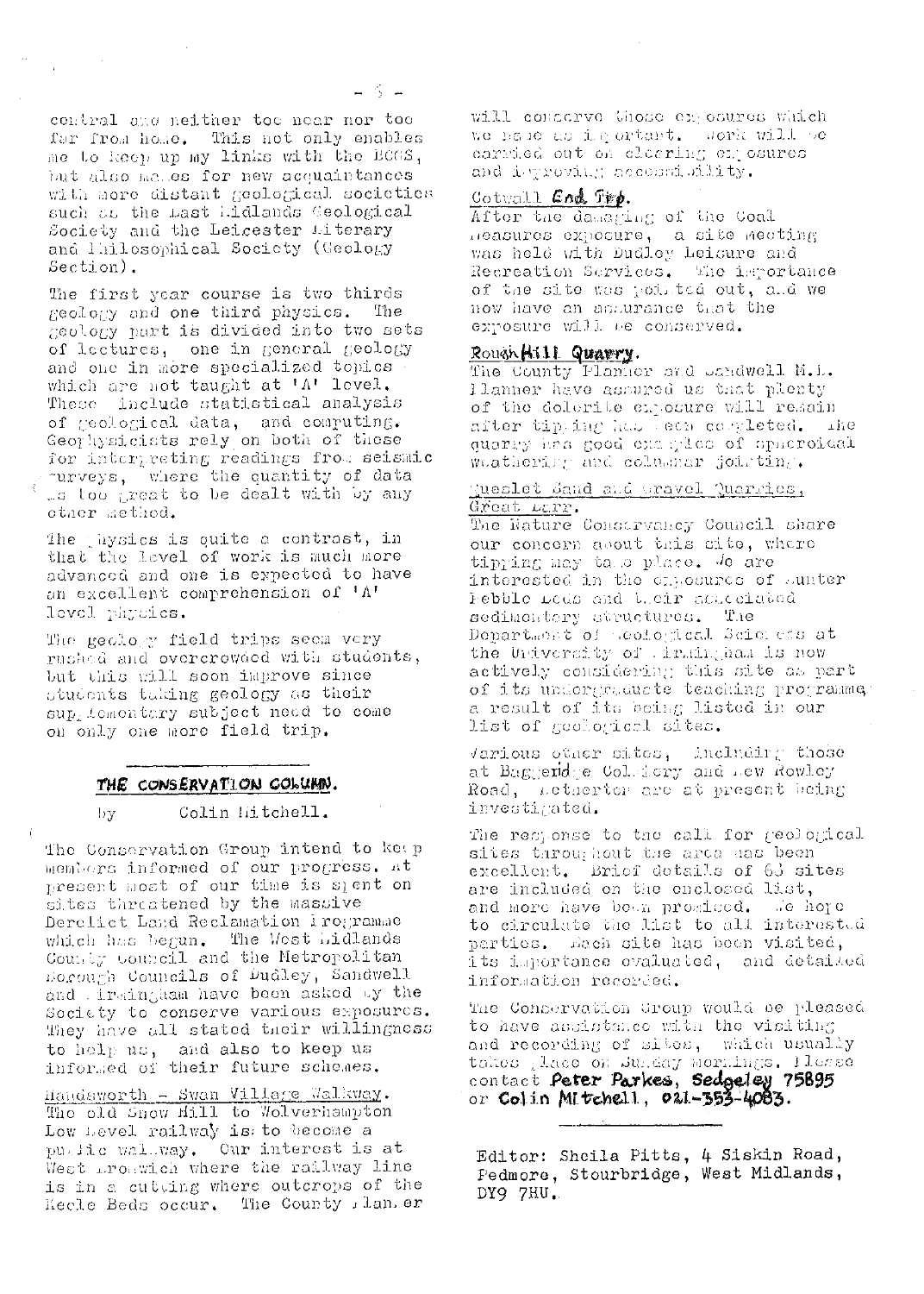central and neither too near nor too far from home. This not only enables me to keep up my links with the BCGS, but also makes for new acquaintances with more distant geological societies such as the East Midlands Geological Society and the Leicester Literary and Philosophical Society (Geology Section).

The first year course is two thirds geology and one third physics. The geology part is divided into two sets of lectures, one in general geology and one in more specialized topics which are not taught at 'A' level. These include statistical analysis of geological data, and computing. Geophysicists rely on both of these for interpreting readings from seismic surveys, where the quantity of data is too great to be dealt with by any other method.

The physics is quite a contrast, in that the level of work is much more advanced and one is expected to have an excellent comprehension of 'A' level physics.

The geology field trips seem very rushed and overcrowded with students, but this will soon improve since students taking geology as their supplementary subject need to come on only one more field trip.

## THE CONSERVATION COLUMN.

by Colin Mitchell.

The Conservation Group intend to keep members informed of our progress. At present most of our time is spent on sites threatened by the massive Derelict Land Reclamation Programme which has begun. The West Midlands County Council and the Metropolitan Borough Councils of Dudley, Sandwell and Birmingham have been asked by the Society to conserve various exposures. They have all stated their willingness to help us, and also to keep us informed of their future schemes.

Handsworth - Swan Village Walkway.
The old Snow Hill to Wolverhampton Low Level railway is to become a public walkway. Our interest is at West Bromwich where the railway line is in a cutting where outcrops of the Keele Beds occur. The County Planner will conserve those exposures which we made as important. Work will be carried out on clearing exposures and improving accessibility.

Cotwall End Tip.
After the damaging of the Coal Measures exposure, a site meeting was held with Dudley Leisure and Recreation Services. The importance of the site was pointed out, and we now have an assurance that the exposure will be conserved.

Rough Hill Quarry.
The County Planner and Sandwell M.B. Planner have assured us that plenty of the dolerite exposure will remain after tipping has been completed. The quarry has good examples of spheroidal weathering and columnar jointing.

Queslet Sand and Gravel Quarries, Great Barr.
The Nature Conservancy Council share our concern about this site, where tipping may take place. We are interested in the exposures of Bunter Pebble Beds and their associated sedimentary structures. The Department of Geological Sciences at the University of Birmingham is now actively considering this site as part of its undergraduate teaching programme, a result of its being listed in our list of geological sites.

Various other sites, including those at Baggeridge Colliery and New Rowley Road, Netherton are at present being investigated.

The response to the call for geological sites throughout the area has been excellent. Brief details of 63 sites are included on the enclosed list, and more have been promised. We hope to circulate the list to all interested parties. Each site has been visited, its importance evaluated, and detailed information recorded.

The Conservation Group would be pleased to have assistance with the visiting and recording of sites, which usually takes place on Sunday mornings. Please contact **Peter Parkes, Sedgeley 75895** or **Colin Mitchell, 021-353-4083**.

---

Editor: Sheila Pitts, 4 Siskin Road, Pedmore, Stourbridge, West Midlands, DY9 7HU.